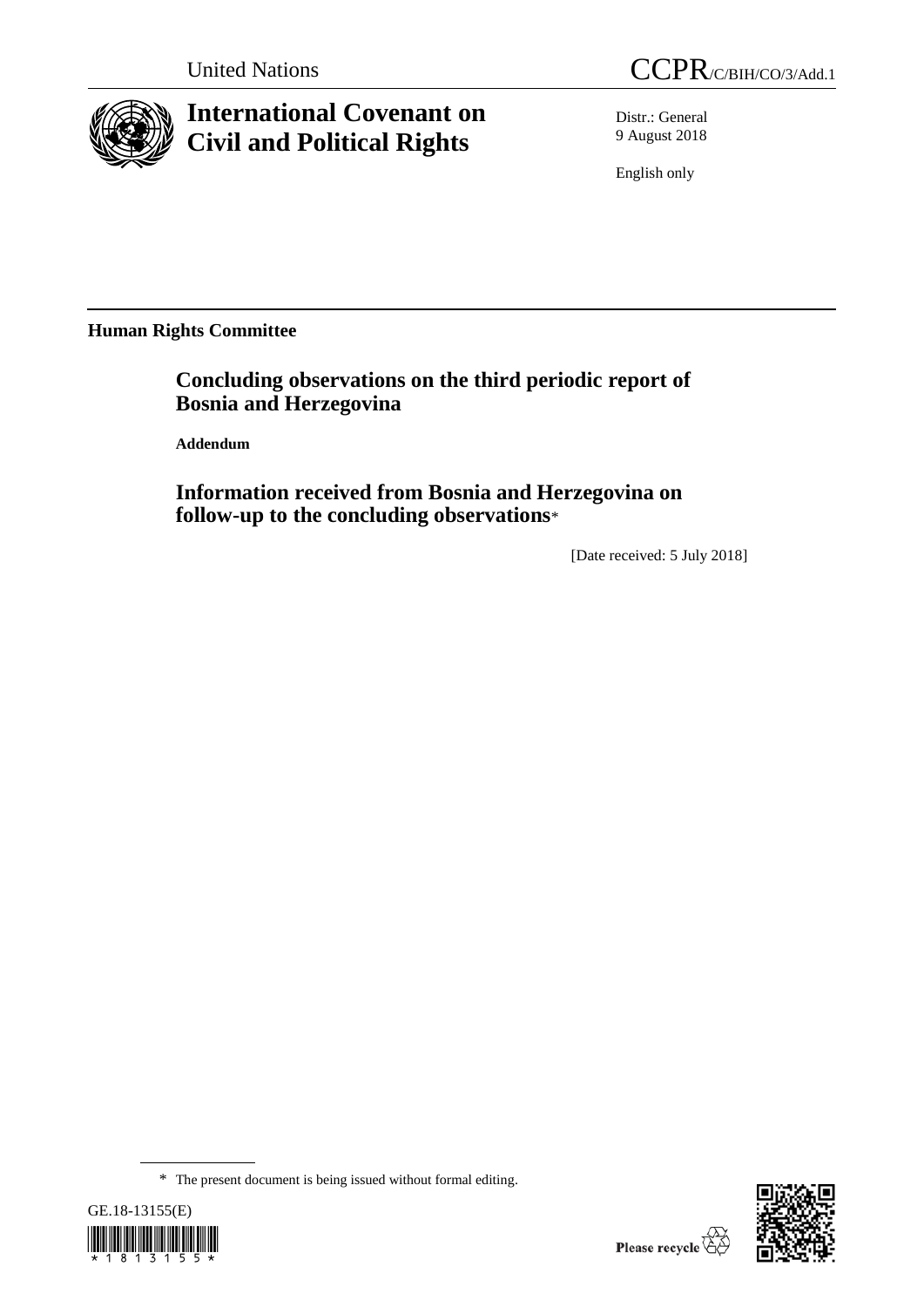United Nations

CCPR/C/BIH/CO/3/Add.1

# International Covenant on Civil and Political Rights

Distr.: General
9 August 2018

English only

**Human Rights Committee**

## Concluding observations on the third periodic report of Bosnia and Herzegovina

**Addendum**

## Information received from Bosnia and Herzegovina on follow-up to the concluding observations*

[Date received: 5 July 2018]

* The present document is being issued without formal editing.

GE.18-13155(E)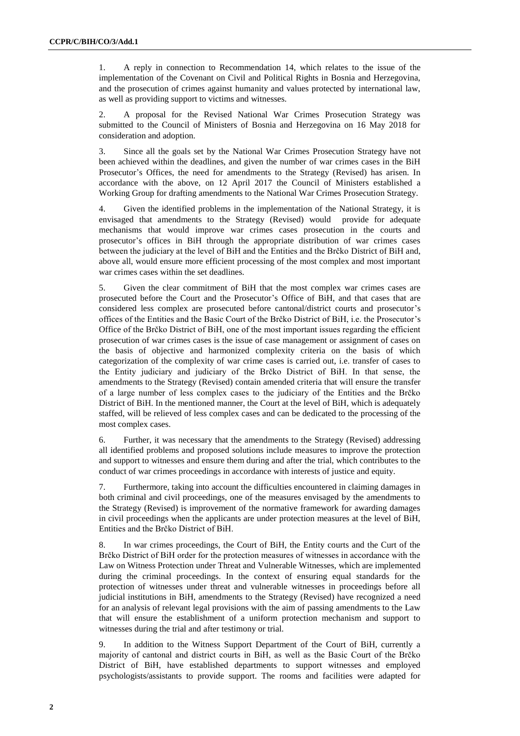1. A reply in connection to Recommendation 14, which relates to the issue of the implementation of the Covenant on Civil and Political Rights in Bosnia and Herzegovina, and the prosecution of crimes against humanity and values protected by international law, as well as providing support to victims and witnesses.

2. A proposal for the Revised National War Crimes Prosecution Strategy was submitted to the Council of Ministers of Bosnia and Herzegovina on 16 May 2018 for consideration and adoption.

3. Since all the goals set by the National War Crimes Prosecution Strategy have not been achieved within the deadlines, and given the number of war crimes cases in the BiH Prosecutor's Offices, the need for amendments to the Strategy (Revised) has arisen. In accordance with the above, on 12 April 2017 the Council of Ministers established a Working Group for drafting amendments to the National War Crimes Prosecution Strategy.

4. Given the identified problems in the implementation of the National Strategy, it is envisaged that amendments to the Strategy (Revised) would provide for adequate mechanisms that would improve war crimes cases prosecution in the courts and prosecutor's offices in BiH through the appropriate distribution of war crimes cases between the judiciary at the level of BiH and the Entities and the Brčko District of BiH and, above all, would ensure more efficient processing of the most complex and most important war crimes cases within the set deadlines.

5. Given the clear commitment of BiH that the most complex war crimes cases are prosecuted before the Court and the Prosecutor's Office of BiH, and that cases that are considered less complex are prosecuted before cantonal/district courts and prosecutor's offices of the Entities and the Basic Court of the Brčko District of BiH, i.e. the Prosecutor's Office of the Brčko District of BiH, one of the most important issues regarding the efficient prosecution of war crimes cases is the issue of case management or assignment of cases on the basis of objective and harmonized complexity criteria on the basis of which categorization of the complexity of war crime cases is carried out, i.e. transfer of cases to the Entity judiciary and judiciary of the Brčko District of BiH. In that sense, the amendments to the Strategy (Revised) contain amended criteria that will ensure the transfer of a large number of less complex cases to the judiciary of the Entities and the Brčko District of BiH. In the mentioned manner, the Court at the level of BiH, which is adequately staffed, will be relieved of less complex cases and can be dedicated to the processing of the most complex cases.

6. Further, it was necessary that the amendments to the Strategy (Revised) addressing all identified problems and proposed solutions include measures to improve the protection and support to witnesses and ensure them during and after the trial, which contributes to the conduct of war crimes proceedings in accordance with interests of justice and equity.

7. Furthermore, taking into account the difficulties encountered in claiming damages in both criminal and civil proceedings, one of the measures envisaged by the amendments to the Strategy (Revised) is improvement of the normative framework for awarding damages in civil proceedings when the applicants are under protection measures at the level of BiH, Entities and the Brčko District of BiH.

8. In war crimes proceedings, the Court of BiH, the Entity courts and the Curt of the Brčko District of BiH order for the protection measures of witnesses in accordance with the Law on Witness Protection under Threat and Vulnerable Witnesses, which are implemented during the criminal proceedings. In the context of ensuring equal standards for the protection of witnesses under threat and vulnerable witnesses in proceedings before all judicial institutions in BiH, amendments to the Strategy (Revised) have recognized a need for an analysis of relevant legal provisions with the aim of passing amendments to the Law that will ensure the establishment of a uniform protection mechanism and support to witnesses during the trial and after testimony or trial.

9. In addition to the Witness Support Department of the Court of BiH, currently a majority of cantonal and district courts in BiH, as well as the Basic Court of the Brčko District of BiH, have established departments to support witnesses and employed psychologists/assistants to provide support. The rooms and facilities were adapted for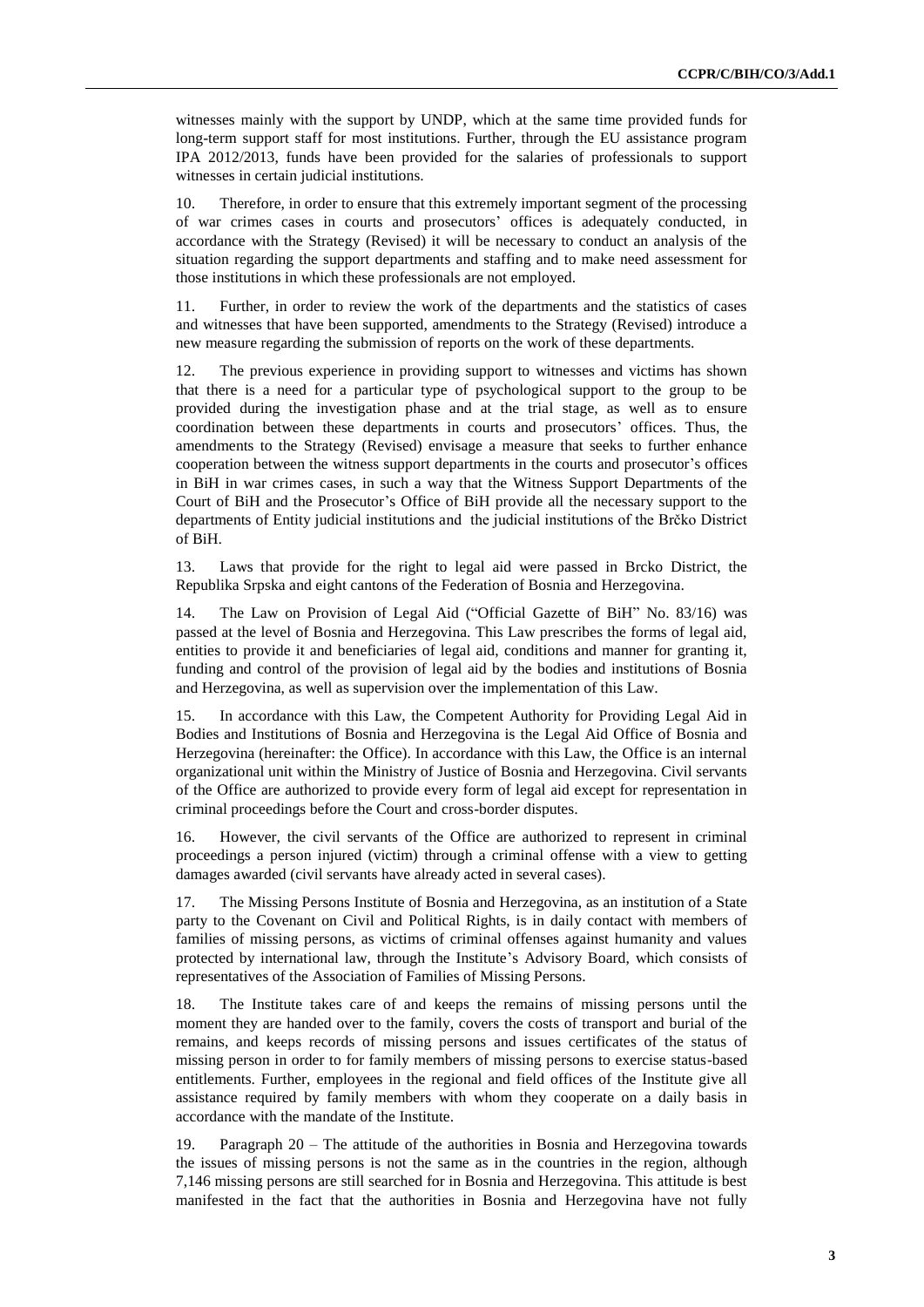witnesses mainly with the support by UNDP, which at the same time provided funds for long-term support staff for most institutions. Further, through the EU assistance program IPA 2012/2013, funds have been provided for the salaries of professionals to support witnesses in certain judicial institutions.

10. Therefore, in order to ensure that this extremely important segment of the processing of war crimes cases in courts and prosecutors' offices is adequately conducted, in accordance with the Strategy (Revised) it will be necessary to conduct an analysis of the situation regarding the support departments and staffing and to make need assessment for those institutions in which these professionals are not employed.

11. Further, in order to review the work of the departments and the statistics of cases and witnesses that have been supported, amendments to the Strategy (Revised) introduce a new measure regarding the submission of reports on the work of these departments.

12. The previous experience in providing support to witnesses and victims has shown that there is a need for a particular type of psychological support to the group to be provided during the investigation phase and at the trial stage, as well as to ensure coordination between these departments in courts and prosecutors' offices. Thus, the amendments to the Strategy (Revised) envisage a measure that seeks to further enhance cooperation between the witness support departments in the courts and prosecutor's offices in BiH in war crimes cases, in such a way that the Witness Support Departments of the Court of BiH and the Prosecutor's Office of BiH provide all the necessary support to the departments of Entity judicial institutions and the judicial institutions of the Brčko District of BiH.

13. Laws that provide for the right to legal aid were passed in Brcko District, the Republika Srpska and eight cantons of the Federation of Bosnia and Herzegovina.

14. The Law on Provision of Legal Aid ("Official Gazette of BiH" No. 83/16) was passed at the level of Bosnia and Herzegovina. This Law prescribes the forms of legal aid, entities to provide it and beneficiaries of legal aid, conditions and manner for granting it, funding and control of the provision of legal aid by the bodies and institutions of Bosnia and Herzegovina, as well as supervision over the implementation of this Law.

15. In accordance with this Law, the Competent Authority for Providing Legal Aid in Bodies and Institutions of Bosnia and Herzegovina is the Legal Aid Office of Bosnia and Herzegovina (hereinafter: the Office). In accordance with this Law, the Office is an internal organizational unit within the Ministry of Justice of Bosnia and Herzegovina. Civil servants of the Office are authorized to provide every form of legal aid except for representation in criminal proceedings before the Court and cross-border disputes.

16. However, the civil servants of the Office are authorized to represent in criminal proceedings a person injured (victim) through a criminal offense with a view to getting damages awarded (civil servants have already acted in several cases).

17. The Missing Persons Institute of Bosnia and Herzegovina, as an institution of a State party to the Covenant on Civil and Political Rights, is in daily contact with members of families of missing persons, as victims of criminal offenses against humanity and values protected by international law, through the Institute's Advisory Board, which consists of representatives of the Association of Families of Missing Persons.

18. The Institute takes care of and keeps the remains of missing persons until the moment they are handed over to the family, covers the costs of transport and burial of the remains, and keeps records of missing persons and issues certificates of the status of missing person in order to for family members of missing persons to exercise status-based entitlements. Further, employees in the regional and field offices of the Institute give all assistance required by family members with whom they cooperate on a daily basis in accordance with the mandate of the Institute.

19. Paragraph 20 – The attitude of the authorities in Bosnia and Herzegovina towards the issues of missing persons is not the same as in the countries in the region, although 7,146 missing persons are still searched for in Bosnia and Herzegovina. This attitude is best manifested in the fact that the authorities in Bosnia and Herzegovina have not fully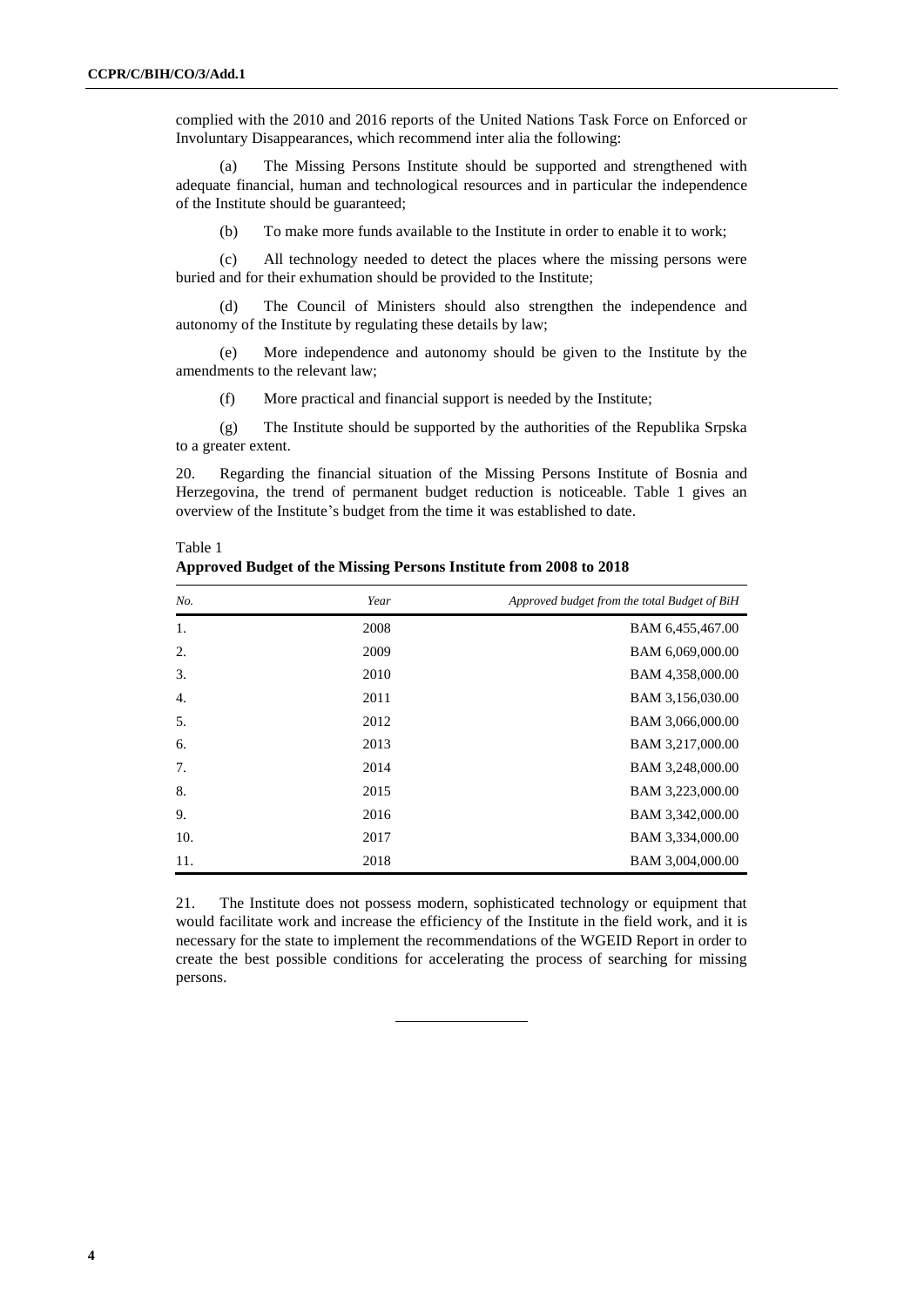complied with the 2010 and 2016 reports of the United Nations Task Force on Enforced or Involuntary Disappearances, which recommend inter alia the following:

(a) The Missing Persons Institute should be supported and strengthened with adequate financial, human and technological resources and in particular the independence of the Institute should be guaranteed;

(b) To make more funds available to the Institute in order to enable it to work;

(c) All technology needed to detect the places where the missing persons were buried and for their exhumation should be provided to the Institute;

(d) The Council of Ministers should also strengthen the independence and autonomy of the Institute by regulating these details by law;

(e) More independence and autonomy should be given to the Institute by the amendments to the relevant law;

(f) More practical and financial support is needed by the Institute;

(g) The Institute should be supported by the authorities of the Republika Srpska to a greater extent.

20. Regarding the financial situation of the Missing Persons Institute of Bosnia and Herzegovina, the trend of permanent budget reduction is noticeable. Table 1 gives an overview of the Institute's budget from the time it was established to date.

Table 1
**Approved Budget of the Missing Persons Institute from 2008 to 2018**

| *No.* | *Year* | *Approved budget from the total Budget of BiH* |
|---|---|---|
| 1. | 2008 | BAM 6,455,467.00 |
| 2. | 2009 | BAM 6,069,000.00 |
| 3. | 2010 | BAM 4,358,000.00 |
| 4. | 2011 | BAM 3,156,030.00 |
| 5. | 2012 | BAM 3,066,000.00 |
| 6. | 2013 | BAM 3,217,000.00 |
| 7. | 2014 | BAM 3,248,000.00 |
| 8. | 2015 | BAM 3,223,000.00 |
| 9. | 2016 | BAM 3,342,000.00 |
| 10. | 2017 | BAM 3,334,000.00 |
| 11. | 2018 | BAM 3,004,000.00 |

21. The Institute does not possess modern, sophisticated technology or equipment that would facilitate work and increase the efficiency of the Institute in the field work, and it is necessary for the state to implement the recommendations of the WGEID Report in order to create the best possible conditions for accelerating the process of searching for missing persons.